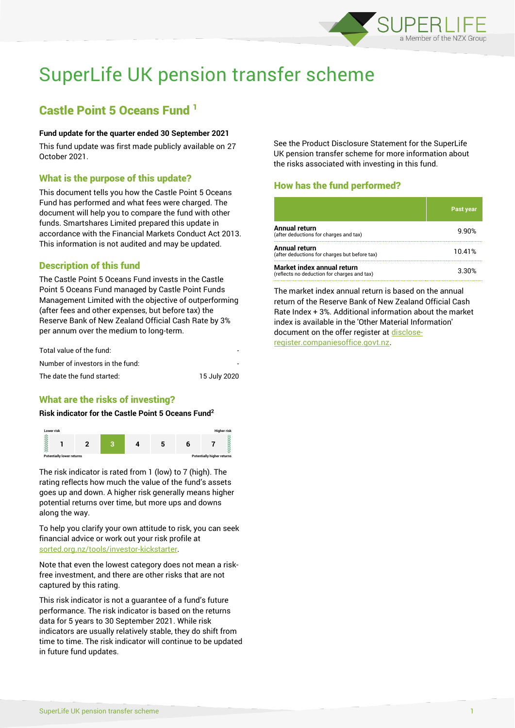# SuperLife UK pension transfer scheme

## Castle Point 5 Oceans Fund [1]

**Fund update for the quarter ended 30 September 2021**

This fund update was first made publicly available on 27 October 2021.

### What is the purpose of this update?

This document tells you how the Castle Point 5 Oceans Fund has performed and what fees were charged. The document will help you to compare the fund with other funds. Smartshares Limited prepared this update in accordance with the Financial Markets Conduct Act 2013. This information is not audited and may be updated.

### Description of this fund

The Castle Point 5 Oceans Fund invests in the Castle Point 5 Oceans Fund managed by Castle Point Funds Management Limited with the objective of outperforming (after fees and other expenses, but before tax) the Reserve Bank of New Zealand Official Cash Rate by 3% per annum over the medium to long-term.

| | |
|---|---|
| Total value of the fund: | - |
| Number of investors in the fund: | - |
| The date the fund started: | 15 July 2020 |

### What are the risks of investing?

**Risk indicator for the Castle Point 5 Oceans Fund[2]**

Lower risk / Potentially lower returns — Higher risk / Potentially higher returns

| 1 | 2 | **3** | 4 | 5 | 6 | 7 |
|---|---|---|---|---|---|---|

The risk indicator is rated from 1 (low) to 7 (high). The rating reflects how much the value of the fund's assets goes up and down. A higher risk generally means higher potential returns over time, but more ups and downs along the way.

To help you clarify your own attitude to risk, you can seek financial advice or work out your risk profile at sorted.org.nz/tools/investor-kickstarter.

Note that even the lowest category does not mean a risk-free investment, and there are other risks that are not captured by this rating.

This risk indicator is not a guarantee of a fund's future performance. The risk indicator is based on the returns data for 5 years to 30 September 2021. While risk indicators are usually relatively stable, they do shift from time to time. The risk indicator will continue to be updated in future fund updates.

See the Product Disclosure Statement for the SuperLife UK pension transfer scheme for more information about the risks associated with investing in this fund.

### How has the fund performed?

| | Past year |
|---|---|
| **Annual return** (after deductions for charges and tax) | 9.90% |
| **Annual return** (after deductions for charges but before tax) | 10.41% |
| **Market index annual return** (reflects no deduction for charges and tax) | 3.30% |

The market index annual return is based on the annual return of the Reserve Bank of New Zealand Official Cash Rate Index + 3%. Additional information about the market index is available in the 'Other Material Information' document on the offer register at disclose-register.companiesoffice.govt.nz.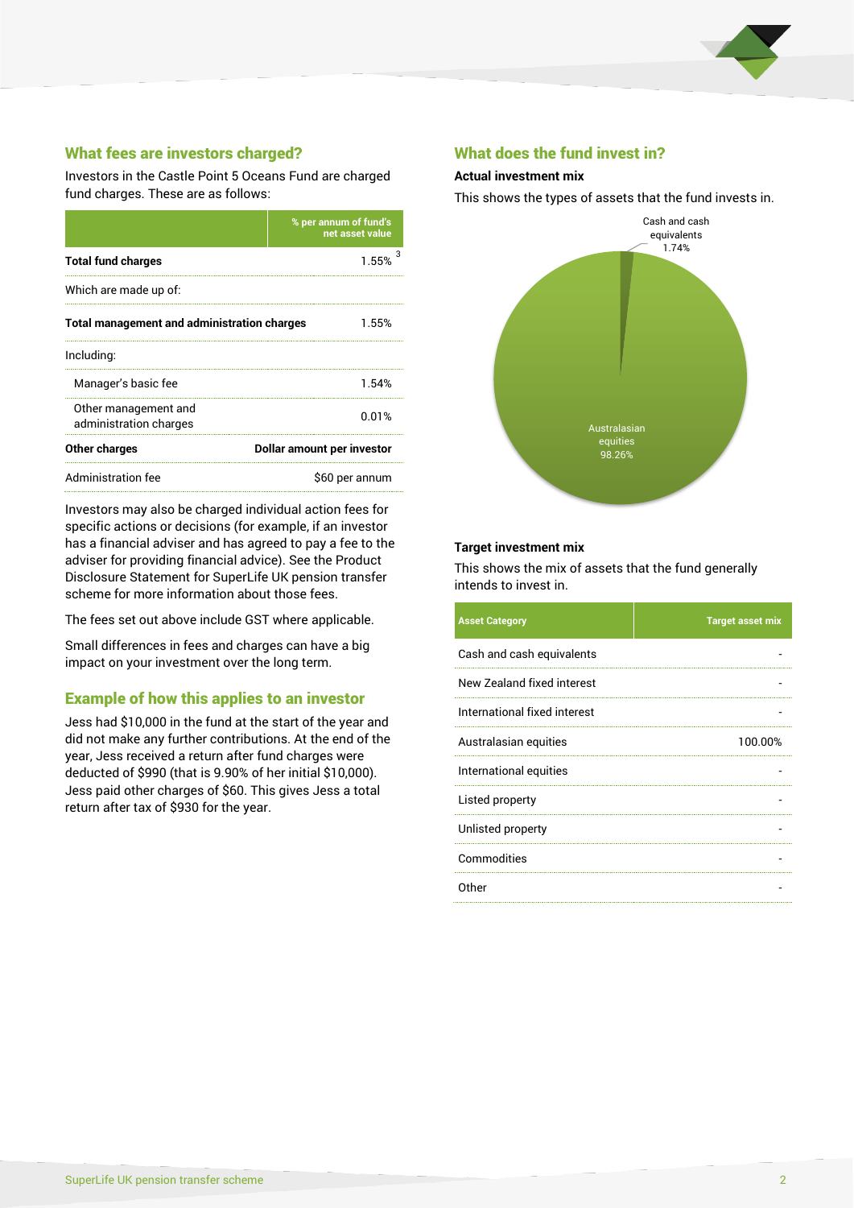## What fees are investors charged?

Investors in the Castle Point 5 Oceans Fund are charged fund charges. These are as follows:

| | % per annum of fund's net asset value |
|---|---|
| **Total fund charges** | 1.55% [3] |
| Which are made up of: | |
| **Total management and administration charges** | 1.55% |
| Including: | |
| Manager's basic fee | 1.54% |
| Other management and administration charges | 0.01% |
| **Other charges** | **Dollar amount per investor** |
| Administration fee | $60 per annum |

Investors may also be charged individual action fees for specific actions or decisions (for example, if an investor has a financial adviser and has agreed to pay a fee to the adviser for providing financial advice). See the Product Disclosure Statement for SuperLife UK pension transfer scheme for more information about those fees.

The fees set out above include GST where applicable.

Small differences in fees and charges can have a big impact on your investment over the long term.

## Example of how this applies to an investor

Jess had $10,000 in the fund at the start of the year and did not make any further contributions. At the end of the year, Jess received a return after fund charges were deducted of $990 (that is 9.90% of her initial $10,000). Jess paid other charges of $60. This gives Jess a total return after tax of $930 for the year.

## What does the fund invest in?

### Actual investment mix

This shows the types of assets that the fund invests in.

Cash and cash equivalents 1.74%

Australasian equities 98.26%

### Target investment mix

This shows the mix of assets that the fund generally intends to invest in.

| Asset Category | Target asset mix |
|---|---|
| Cash and cash equivalents | - |
| New Zealand fixed interest | - |
| International fixed interest | - |
| Australasian equities | 100.00% |
| International equities | - |
| Listed property | - |
| Unlisted property | - |
| Commodities | - |
| Other | - |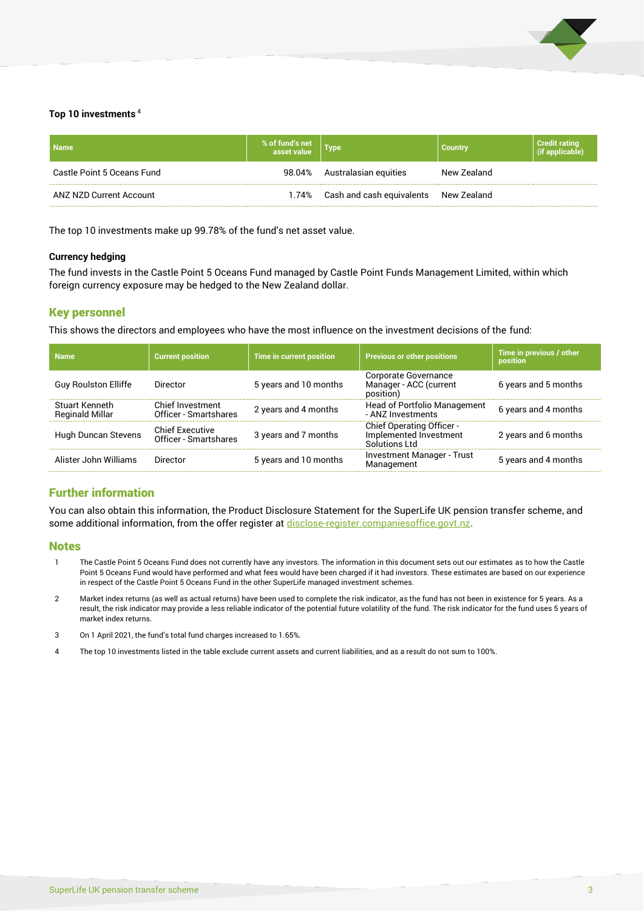#### Top 10 investments[4]

| Name | % of fund's net asset value | Type | Country | Credit rating (if applicable) |
|---|---|---|---|---|
| Castle Point 5 Oceans Fund | 98.04% | Australasian equities | New Zealand | |
| ANZ NZD Current Account | 1.74% | Cash and cash equivalents | New Zealand | |

The top 10 investments make up 99.78% of the fund's net asset value.

#### Currency hedging

The fund invests in the Castle Point 5 Oceans Fund managed by Castle Point Funds Management Limited, within which foreign currency exposure may be hedged to the New Zealand dollar.

## Key personnel

This shows the directors and employees who have the most influence on the investment decisions of the fund:

| Name | Current position | Time in current position | Previous or other positions | Time in previous / other position |
|---|---|---|---|---|
| Guy Roulston Elliffe | Director | 5 years and 10 months | Corporate Governance Manager - ACC (current position) | 6 years and 5 months |
| Stuart Kenneth Reginald Millar | Chief Investment Officer - Smartshares | 2 years and 4 months | Head of Portfolio Management - ANZ Investments | 6 years and 4 months |
| Hugh Duncan Stevens | Chief Executive Officer - Smartshares | 3 years and 7 months | Chief Operating Officer - Implemented Investment Solutions Ltd | 2 years and 6 months |
| Alister John Williams | Director | 5 years and 10 months | Investment Manager - Trust Management | 5 years and 4 months |

## Further information

You can also obtain this information, the Product Disclosure Statement for the SuperLife UK pension transfer scheme, and some additional information, from the offer register at disclose-register.companiesoffice.govt.nz.

## Notes

1. The Castle Point 5 Oceans Fund does not currently have any investors. The information in this document sets out our estimates as to how the Castle Point 5 Oceans Fund would have performed and what fees would have been charged if it had investors. These estimates are based on our experience in respect of the Castle Point 5 Oceans Fund in the other SuperLife managed investment schemes.
2. Market index returns (as well as actual returns) have been used to complete the risk indicator, as the fund has not been in existence for 5 years. As a result, the risk indicator may provide a less reliable indicator of the potential future volatility of the fund. The risk indicator for the fund uses 5 years of market index returns.
3. On 1 April 2021, the fund's total fund charges increased to 1.65%.
4. The top 10 investments listed in the table exclude current assets and current liabilities, and as a result do not sum to 100%.